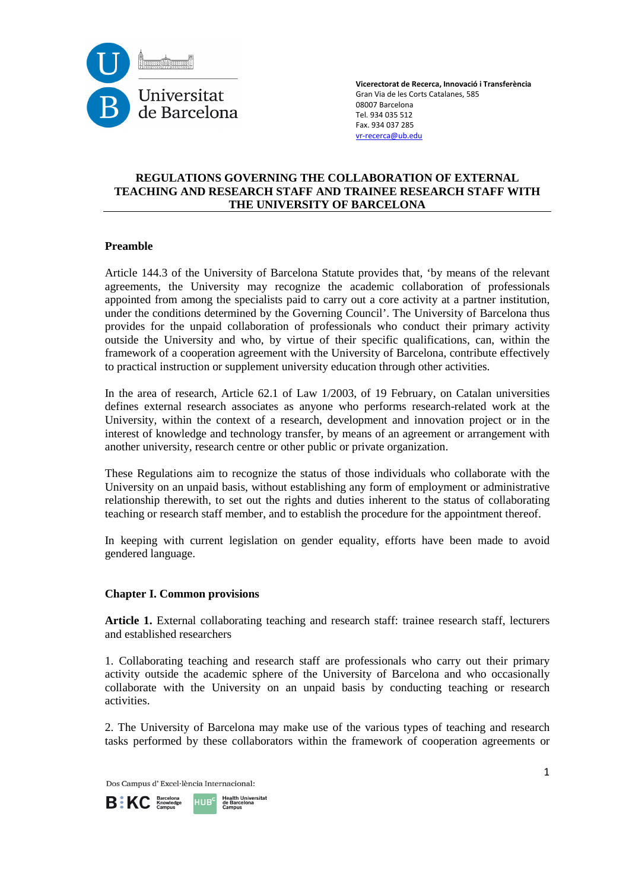Vicerectorat de Recerca, Innovació i Transferència
Gran Via de les Corts Catalanes, 585
08007 Barcelona
Tel. 934 035 512
Fax. 934 037 285
vr-recerca@ub.edu

# REGULATIONS GOVERNING THE COLLABORATION OF EXTERNAL TEACHING AND RESEARCH STAFF AND TRAINEE RESEARCH STAFF WITH THE UNIVERSITY OF BARCELONA

## Preamble

Article 144.3 of the University of Barcelona Statute provides that, 'by means of the relevant agreements, the University may recognize the academic collaboration of professionals appointed from among the specialists paid to carry out a core activity at a partner institution, under the conditions determined by the Governing Council'. The University of Barcelona thus provides for the unpaid collaboration of professionals who conduct their primary activity outside the University and who, by virtue of their specific qualifications, can, within the framework of a cooperation agreement with the University of Barcelona, contribute effectively to practical instruction or supplement university education through other activities.

In the area of research, Article 62.1 of Law 1/2003, of 19 February, on Catalan universities defines external research associates as anyone who performs research-related work at the University, within the context of a research, development and innovation project or in the interest of knowledge and technology transfer, by means of an agreement or arrangement with another university, research centre or other public or private organization.

These Regulations aim to recognize the status of those individuals who collaborate with the University on an unpaid basis, without establishing any form of employment or administrative relationship therewith, to set out the rights and duties inherent to the status of collaborating teaching or research staff member, and to establish the procedure for the appointment thereof.

In keeping with current legislation on gender equality, efforts have been made to avoid gendered language.

## Chapter I. Common provisions

**Article 1.** External collaborating teaching and research staff: trainee research staff, lecturers and established researchers

1. Collaborating teaching and research staff are professionals who carry out their primary activity outside the academic sphere of the University of Barcelona and who occasionally collaborate with the University on an unpaid basis by conducting teaching or research activities.

2. The University of Barcelona may make use of the various types of teaching and research tasks performed by these collaborators within the framework of cooperation agreements or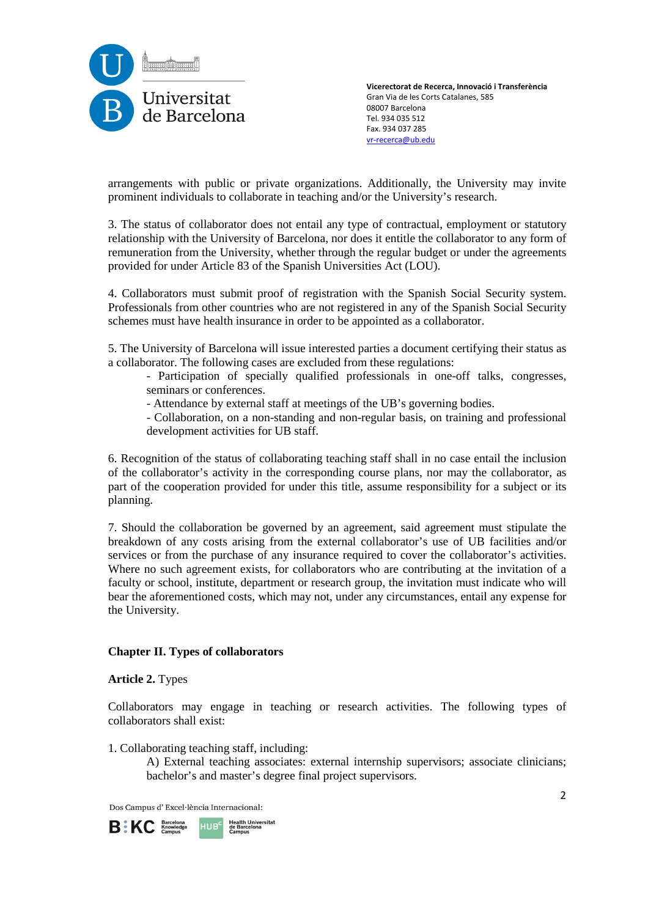arrangements with public or private organizations. Additionally, the University may invite prominent individuals to collaborate in teaching and/or the University's research.

3. The status of collaborator does not entail any type of contractual, employment or statutory relationship with the University of Barcelona, nor does it entitle the collaborator to any form of remuneration from the University, whether through the regular budget or under the agreements provided for under Article 83 of the Spanish Universities Act (LOU).

4. Collaborators must submit proof of registration with the Spanish Social Security system. Professionals from other countries who are not registered in any of the Spanish Social Security schemes must have health insurance in order to be appointed as a collaborator.

5. The University of Barcelona will issue interested parties a document certifying their status as a collaborator. The following cases are excluded from these regulations:

- Participation of specially qualified professionals in one-off talks, congresses, seminars or conferences.
- Attendance by external staff at meetings of the UB's governing bodies.
- Collaboration, on a non-standing and non-regular basis, on training and professional development activities for UB staff.

6. Recognition of the status of collaborating teaching staff shall in no case entail the inclusion of the collaborator's activity in the corresponding course plans, nor may the collaborator, as part of the cooperation provided for under this title, assume responsibility for a subject or its planning.

7. Should the collaboration be governed by an agreement, said agreement must stipulate the breakdown of any costs arising from the external collaborator's use of UB facilities and/or services or from the purchase of any insurance required to cover the collaborator's activities. Where no such agreement exists, for collaborators who are contributing at the invitation of a faculty or school, institute, department or research group, the invitation must indicate who will bear the aforementioned costs, which may not, under any circumstances, entail any expense for the University.

## Chapter II. Types of collaborators

**Article 2.** Types

Collaborators may engage in teaching or research activities. The following types of collaborators shall exist:

1. Collaborating teaching staff, including:

   A) External teaching associates: external internship supervisors; associate clinicians; bachelor's and master's degree final project supervisors.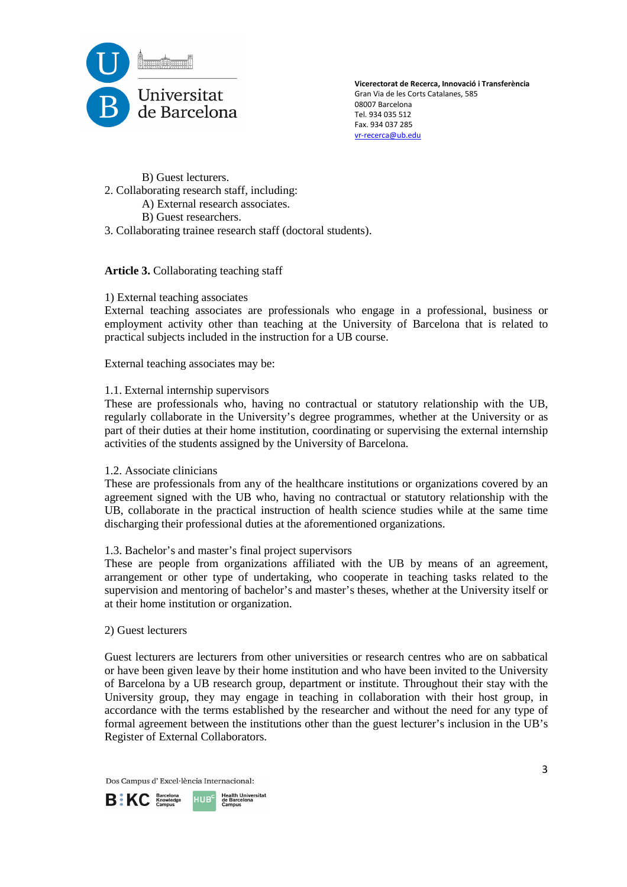B) Guest lecturers.

2. Collaborating research staff, including:

   A) External research associates.

   B) Guest researchers.

3. Collaborating trainee research staff (doctoral students).

**Article 3.** Collaborating teaching staff

1) External teaching associates

External teaching associates are professionals who engage in a professional, business or employment activity other than teaching at the University of Barcelona that is related to practical subjects included in the instruction for a UB course.

External teaching associates may be:

1.1. External internship supervisors

These are professionals who, having no contractual or statutory relationship with the UB, regularly collaborate in the University's degree programmes, whether at the University or as part of their duties at their home institution, coordinating or supervising the external internship activities of the students assigned by the University of Barcelona.

1.2. Associate clinicians

These are professionals from any of the healthcare institutions or organizations covered by an agreement signed with the UB who, having no contractual or statutory relationship with the UB, collaborate in the practical instruction of health science studies while at the same time discharging their professional duties at the aforementioned organizations.

1.3. Bachelor's and master's final project supervisors

These are people from organizations affiliated with the UB by means of an agreement, arrangement or other type of undertaking, who cooperate in teaching tasks related to the supervision and mentoring of bachelor's and master's theses, whether at the University itself or at their home institution or organization.

2) Guest lecturers

Guest lecturers are lecturers from other universities or research centres who are on sabbatical or have been given leave by their home institution and who have been invited to the University of Barcelona by a UB research group, department or institute. Throughout their stay with the University group, they may engage in teaching in collaboration with their host group, in accordance with the terms established by the researcher and without the need for any type of formal agreement between the institutions other than the guest lecturer's inclusion in the UB's Register of External Collaborators.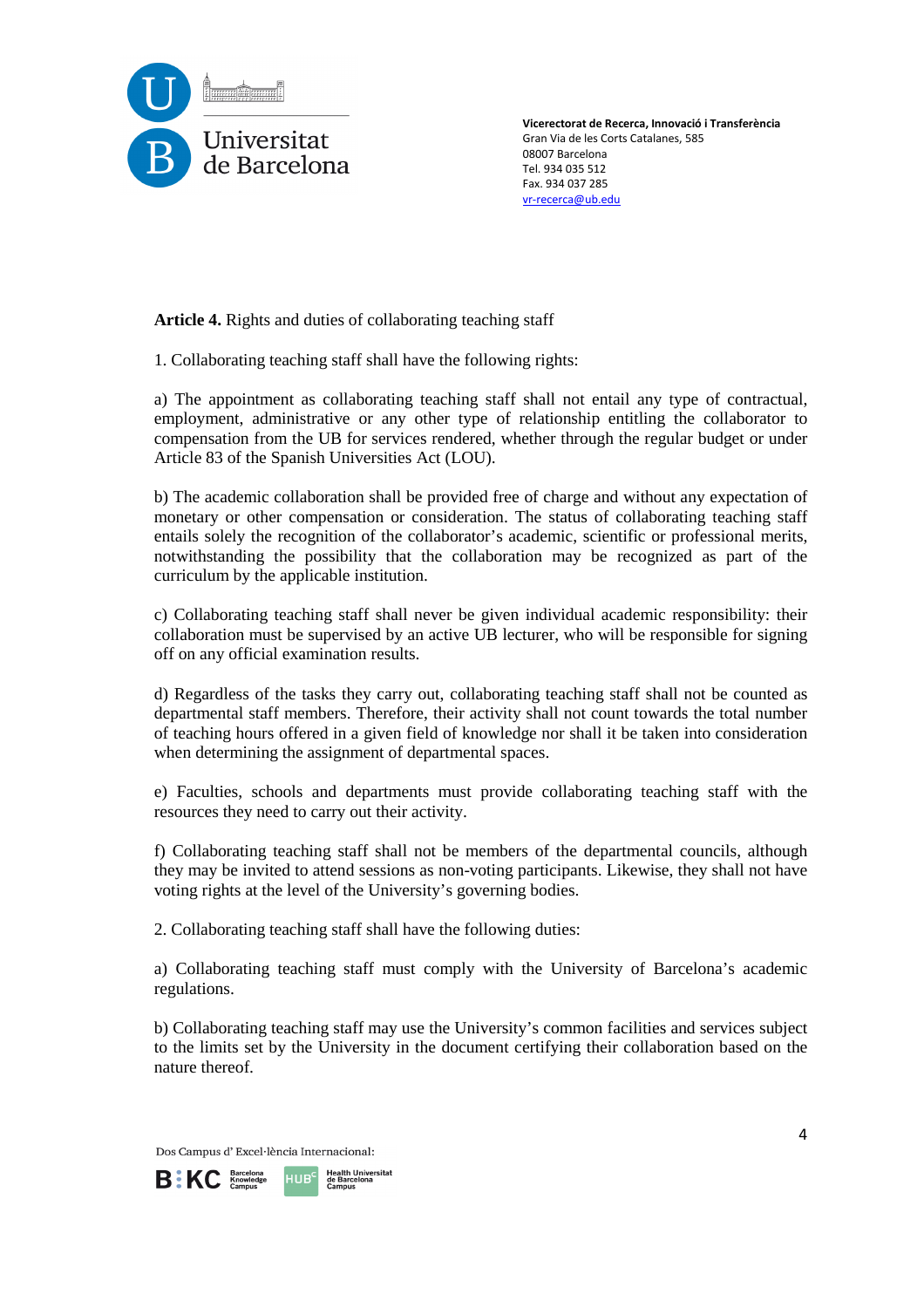**Article 4.** Rights and duties of collaborating teaching staff

1. Collaborating teaching staff shall have the following rights:

a) The appointment as collaborating teaching staff shall not entail any type of contractual, employment, administrative or any other type of relationship entitling the collaborator to compensation from the UB for services rendered, whether through the regular budget or under Article 83 of the Spanish Universities Act (LOU).

b) The academic collaboration shall be provided free of charge and without any expectation of monetary or other compensation or consideration. The status of collaborating teaching staff entails solely the recognition of the collaborator's academic, scientific or professional merits, notwithstanding the possibility that the collaboration may be recognized as part of the curriculum by the applicable institution.

c) Collaborating teaching staff shall never be given individual academic responsibility: their collaboration must be supervised by an active UB lecturer, who will be responsible for signing off on any official examination results.

d) Regardless of the tasks they carry out, collaborating teaching staff shall not be counted as departmental staff members. Therefore, their activity shall not count towards the total number of teaching hours offered in a given field of knowledge nor shall it be taken into consideration when determining the assignment of departmental spaces.

e) Faculties, schools and departments must provide collaborating teaching staff with the resources they need to carry out their activity.

f) Collaborating teaching staff shall not be members of the departmental councils, although they may be invited to attend sessions as non-voting participants. Likewise, they shall not have voting rights at the level of the University's governing bodies.

2. Collaborating teaching staff shall have the following duties:

a) Collaborating teaching staff must comply with the University of Barcelona's academic regulations.

b) Collaborating teaching staff may use the University's common facilities and services subject to the limits set by the University in the document certifying their collaboration based on the nature thereof.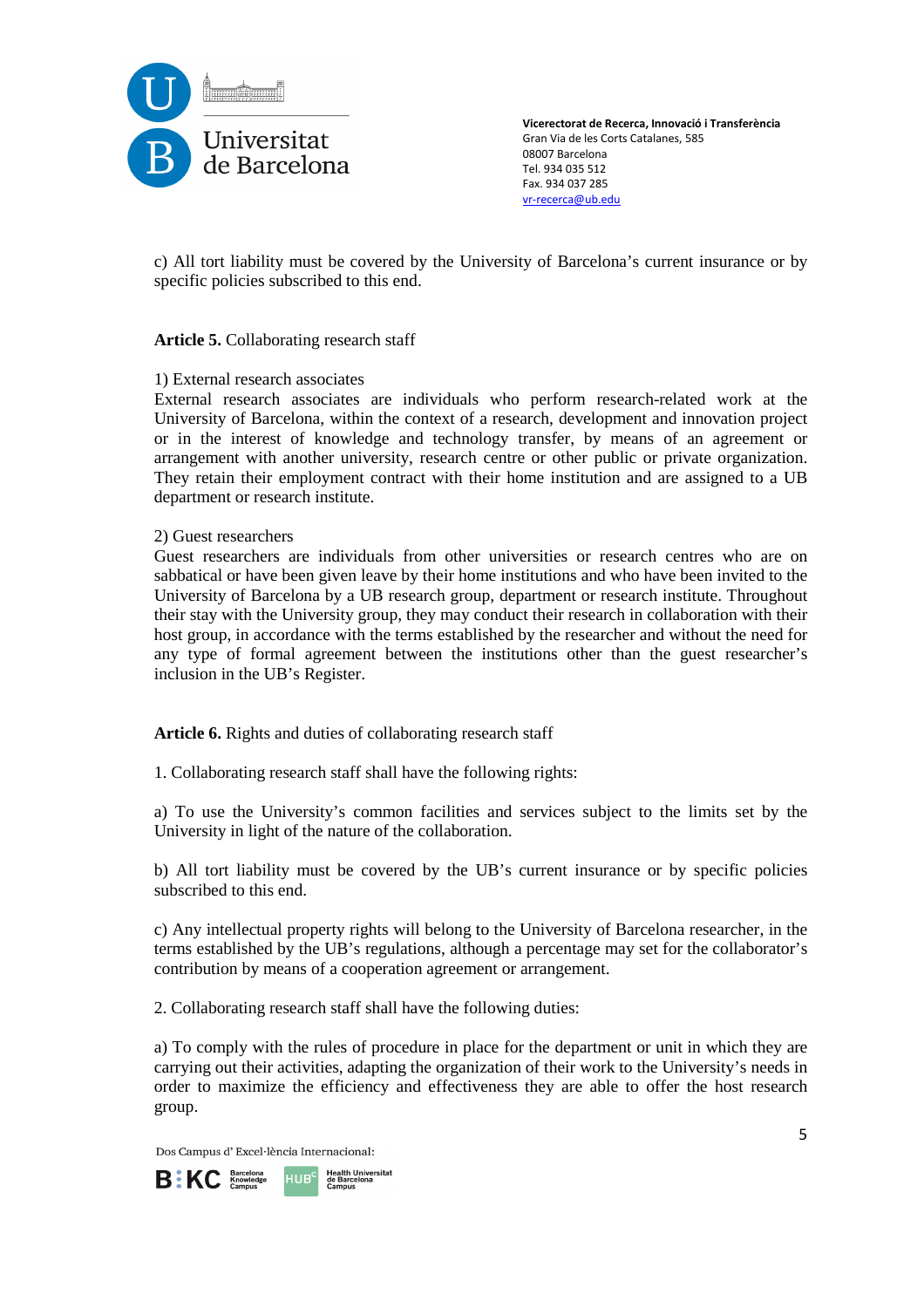c) All tort liability must be covered by the University of Barcelona's current insurance or by specific policies subscribed to this end.

**Article 5.** Collaborating research staff

1) External research associates
External research associates are individuals who perform research-related work at the University of Barcelona, within the context of a research, development and innovation project or in the interest of knowledge and technology transfer, by means of an agreement or arrangement with another university, research centre or other public or private organization. They retain their employment contract with their home institution and are assigned to a UB department or research institute.

2) Guest researchers
Guest researchers are individuals from other universities or research centres who are on sabbatical or have been given leave by their home institutions and who have been invited to the University of Barcelona by a UB research group, department or research institute. Throughout their stay with the University group, they may conduct their research in collaboration with their host group, in accordance with the terms established by the researcher and without the need for any type of formal agreement between the institutions other than the guest researcher's inclusion in the UB's Register.

**Article 6.** Rights and duties of collaborating research staff

1. Collaborating research staff shall have the following rights:

a) To use the University's common facilities and services subject to the limits set by the University in light of the nature of the collaboration.

b) All tort liability must be covered by the UB's current insurance or by specific policies subscribed to this end.

c) Any intellectual property rights will belong to the University of Barcelona researcher, in the terms established by the UB's regulations, although a percentage may set for the collaborator's contribution by means of a cooperation agreement or arrangement.

2. Collaborating research staff shall have the following duties:

a) To comply with the rules of procedure in place for the department or unit in which they are carrying out their activities, adapting the organization of their work to the University's needs in order to maximize the efficiency and effectiveness they are able to offer the host research group.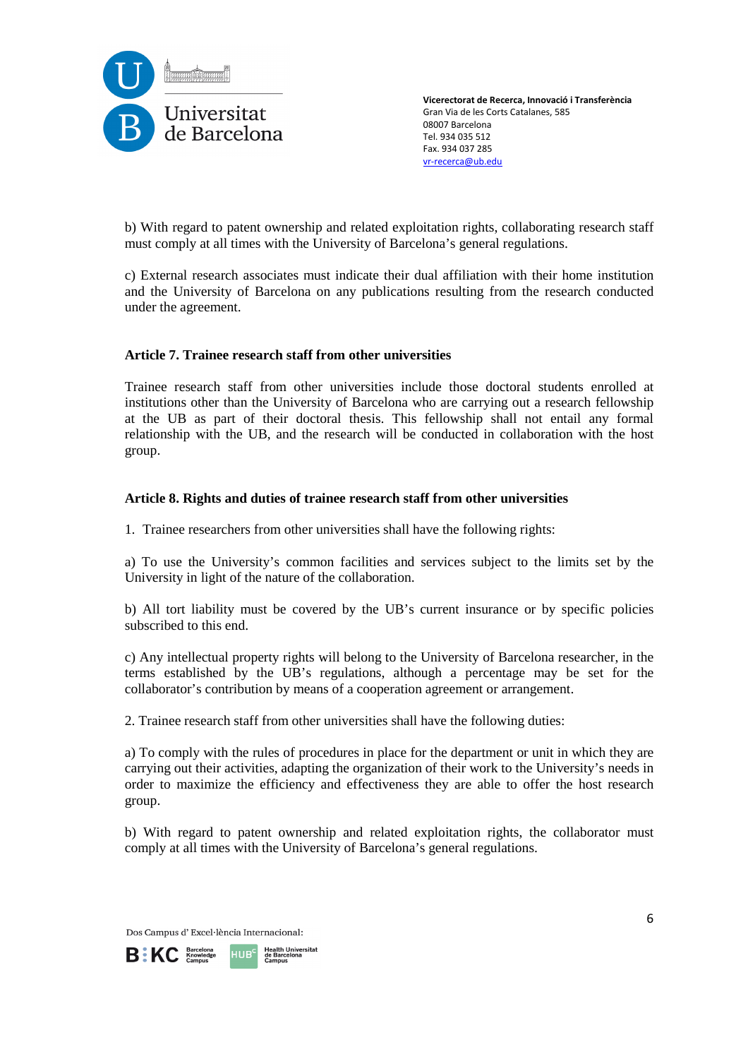b) With regard to patent ownership and related exploitation rights, collaborating research staff must comply at all times with the University of Barcelona's general regulations.

c) External research associates must indicate their dual affiliation with their home institution and the University of Barcelona on any publications resulting from the research conducted under the agreement.

**Article 7. Trainee research staff from other universities**

Trainee research staff from other universities include those doctoral students enrolled at institutions other than the University of Barcelona who are carrying out a research fellowship at the UB as part of their doctoral thesis. This fellowship shall not entail any formal relationship with the UB, and the research will be conducted in collaboration with the host group.

**Article 8. Rights and duties of trainee research staff from other universities**

1. Trainee researchers from other universities shall have the following rights:

a) To use the University's common facilities and services subject to the limits set by the University in light of the nature of the collaboration.

b) All tort liability must be covered by the UB's current insurance or by specific policies subscribed to this end.

c) Any intellectual property rights will belong to the University of Barcelona researcher, in the terms established by the UB's regulations, although a percentage may be set for the collaborator's contribution by means of a cooperation agreement or arrangement.

2. Trainee research staff from other universities shall have the following duties:

a) To comply with the rules of procedures in place for the department or unit in which they are carrying out their activities, adapting the organization of their work to the University's needs in order to maximize the efficiency and effectiveness they are able to offer the host research group.

b) With regard to patent ownership and related exploitation rights, the collaborator must comply at all times with the University of Barcelona's general regulations.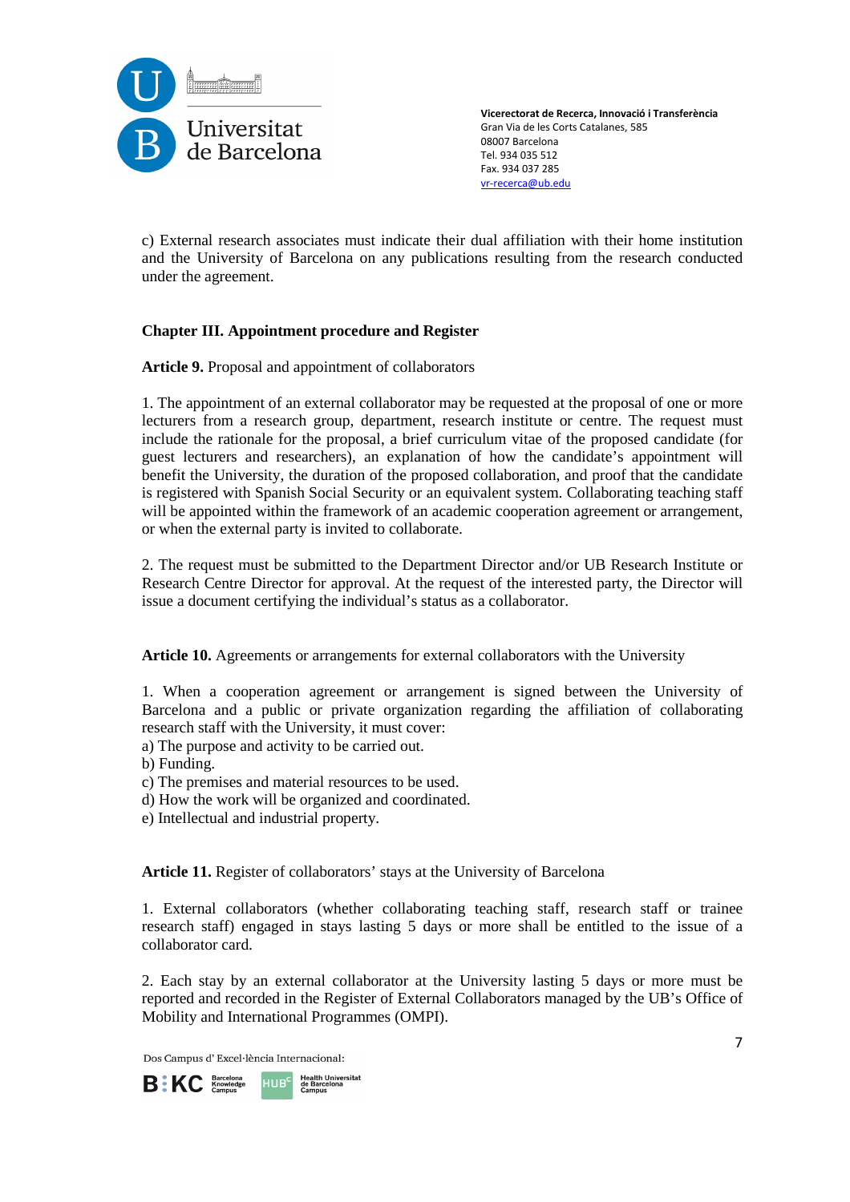c) External research associates must indicate their dual affiliation with their home institution and the University of Barcelona on any publications resulting from the research conducted under the agreement.

## Chapter III. Appointment procedure and Register

**Article 9.** Proposal and appointment of collaborators

1. The appointment of an external collaborator may be requested at the proposal of one or more lecturers from a research group, department, research institute or centre. The request must include the rationale for the proposal, a brief curriculum vitae of the proposed candidate (for guest lecturers and researchers), an explanation of how the candidate's appointment will benefit the University, the duration of the proposed collaboration, and proof that the candidate is registered with Spanish Social Security or an equivalent system. Collaborating teaching staff will be appointed within the framework of an academic cooperation agreement or arrangement, or when the external party is invited to collaborate.

2. The request must be submitted to the Department Director and/or UB Research Institute or Research Centre Director for approval. At the request of the interested party, the Director will issue a document certifying the individual's status as a collaborator.

**Article 10.** Agreements or arrangements for external collaborators with the University

1. When a cooperation agreement or arrangement is signed between the University of Barcelona and a public or private organization regarding the affiliation of collaborating research staff with the University, it must cover:
a) The purpose and activity to be carried out.
b) Funding.
c) The premises and material resources to be used.
d) How the work will be organized and coordinated.
e) Intellectual and industrial property.

**Article 11.** Register of collaborators' stays at the University of Barcelona

1. External collaborators (whether collaborating teaching staff, research staff or trainee research staff) engaged in stays lasting 5 days or more shall be entitled to the issue of a collaborator card.

2. Each stay by an external collaborator at the University lasting 5 days or more must be reported and recorded in the Register of External Collaborators managed by the UB's Office of Mobility and International Programmes (OMPI).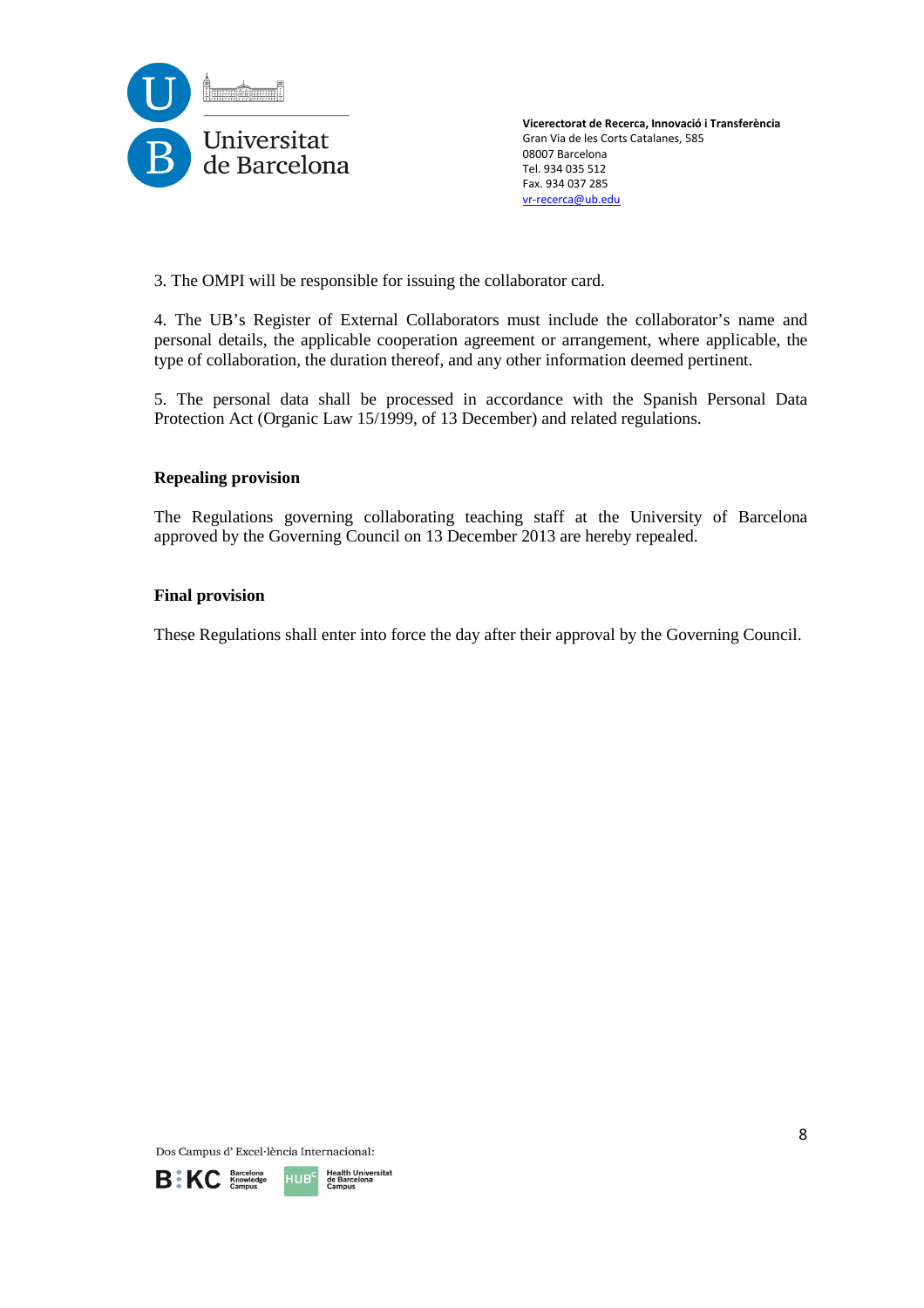3. The OMPI will be responsible for issuing the collaborator card.

4. The UB's Register of External Collaborators must include the collaborator's name and personal details, the applicable cooperation agreement or arrangement, where applicable, the type of collaboration, the duration thereof, and any other information deemed pertinent.

5. The personal data shall be processed in accordance with the Spanish Personal Data Protection Act (Organic Law 15/1999, of 13 December) and related regulations.

**Repealing provision**

The Regulations governing collaborating teaching staff at the University of Barcelona approved by the Governing Council on 13 December 2013 are hereby repealed.

**Final provision**

These Regulations shall enter into force the day after their approval by the Governing Council.